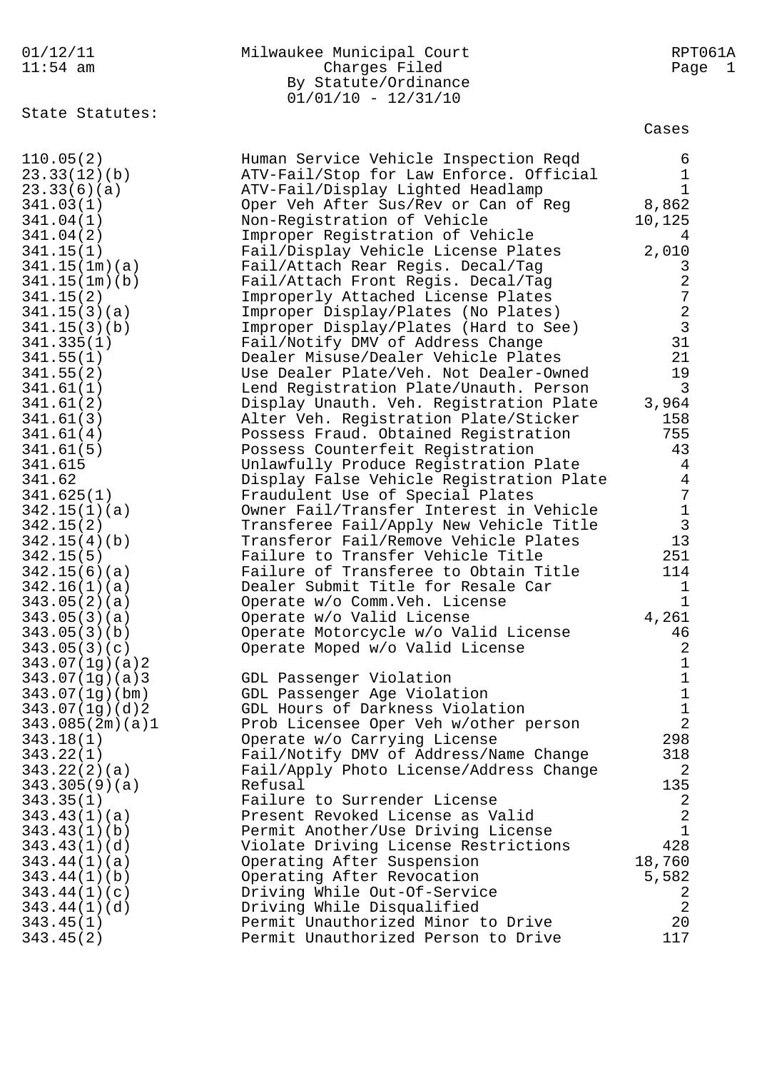Milwaukee Municipal Court
Charges Filed
By Statute/Ordinance
01/01/10 - 12/31/10

01/12/11
11:54 am

RPT061A

State Statutes:

| Statute | Description | Cases |
|---|---|---|
| 110.05(2) | Human Service Vehicle Inspection Reqd | 6 |
| 23.33(12)(b) | ATV-Fail/Stop for Law Enforce. Official | 1 |
| 23.33(6)(a) | ATV-Fail/Display Lighted Headlamp | 1 |
| 341.03(1) | Oper Veh After Sus/Rev or Can of Reg | 8,862 |
| 341.04(1) | Non-Registration of Vehicle | 10,125 |
| 341.04(2) | Improper Registration of Vehicle | 4 |
| 341.15(1) | Fail/Display Vehicle License Plates | 2,010 |
| 341.15(1m)(a) | Fail/Attach Rear Regis. Decal/Tag | 3 |
| 341.15(1m)(b) | Fail/Attach Front Regis. Decal/Tag | 2 |
| 341.15(2) | Improperly Attached License Plates | 7 |
| 341.15(3)(a) | Improper Display/Plates (No Plates) | 2 |
| 341.15(3)(b) | Improper Display/Plates (Hard to See) | 3 |
| 341.335(1) | Fail/Notify DMV of Address Change | 31 |
| 341.55(1) | Dealer Misuse/Dealer Vehicle Plates | 21 |
| 341.55(2) | Use Dealer Plate/Veh. Not Dealer-Owned | 19 |
| 341.61(1) | Lend Registration Plate/Unauth. Person | 3 |
| 341.61(2) | Display Unauth. Veh. Registration Plate | 3,964 |
| 341.61(3) | Alter Veh. Registration Plate/Sticker | 158 |
| 341.61(4) | Possess Fraud. Obtained Registration | 755 |
| 341.61(5) | Possess Counterfeit Registration | 43 |
| 341.615 | Unlawfully Produce Registration Plate | 4 |
| 341.62 | Display False Vehicle Registration Plate | 4 |
| 341.625(1) | Fraudulent Use of Special Plates | 7 |
| 342.15(1)(a) | Owner Fail/Transfer Interest in Vehicle | 1 |
| 342.15(2) | Transferee Fail/Apply New Vehicle Title | 3 |
| 342.15(4)(b) | Transferor Fail/Remove Vehicle Plates | 13 |
| 342.15(5) | Failure to Transfer Vehicle Title | 251 |
| 342.15(6)(a) | Failure of Transferee to Obtain Title | 114 |
| 342.16(1)(a) | Dealer Submit Title for Resale Car | 1 |
| 343.05(2)(a) | Operate w/o Comm.Veh. License | 1 |
| 343.05(3)(a) | Operate w/o Valid License | 4,261 |
| 343.05(3)(b) | Operate Motorcycle w/o Valid License | 46 |
| 343.05(3)(c) | Operate Moped w/o Valid License | 2 |
| 343.07(1g)(a)2 | | 1 |
| 343.07(1g)(a)3 | GDL Passenger Violation | 1 |
| 343.07(1g)(bm) | GDL Passenger Age Violation | 1 |
| 343.07(1g)(d)2 | GDL Hours of Darkness Violation | 1 |
| 343.085(2m)(a)1 | Prob Licensee Oper Veh w/other person | 2 |
| 343.18(1) | Operate w/o Carrying License | 298 |
| 343.22(1) | Fail/Notify DMV of Address/Name Change | 318 |
| 343.22(2)(a) | Fail/Apply Photo License/Address Change | 2 |
| 343.305(9)(a) | Refusal | 135 |
| 343.35(1) | Failure to Surrender License | 2 |
| 343.43(1)(a) | Present Revoked License as Valid | 2 |
| 343.43(1)(b) | Permit Another/Use Driving License | 1 |
| 343.43(1)(d) | Violate Driving License Restrictions | 428 |
| 343.44(1)(a) | Operating After Suspension | 18,760 |
| 343.44(1)(b) | Operating After Revocation | 5,582 |
| 343.44(1)(c) | Driving While Out-Of-Service | 2 |
| 343.44(1)(d) | Driving While Disqualified | 2 |
| 343.45(1) | Permit Unauthorized Minor to Drive | 20 |
| 343.45(2) | Permit Unauthorized Person to Drive | 117 |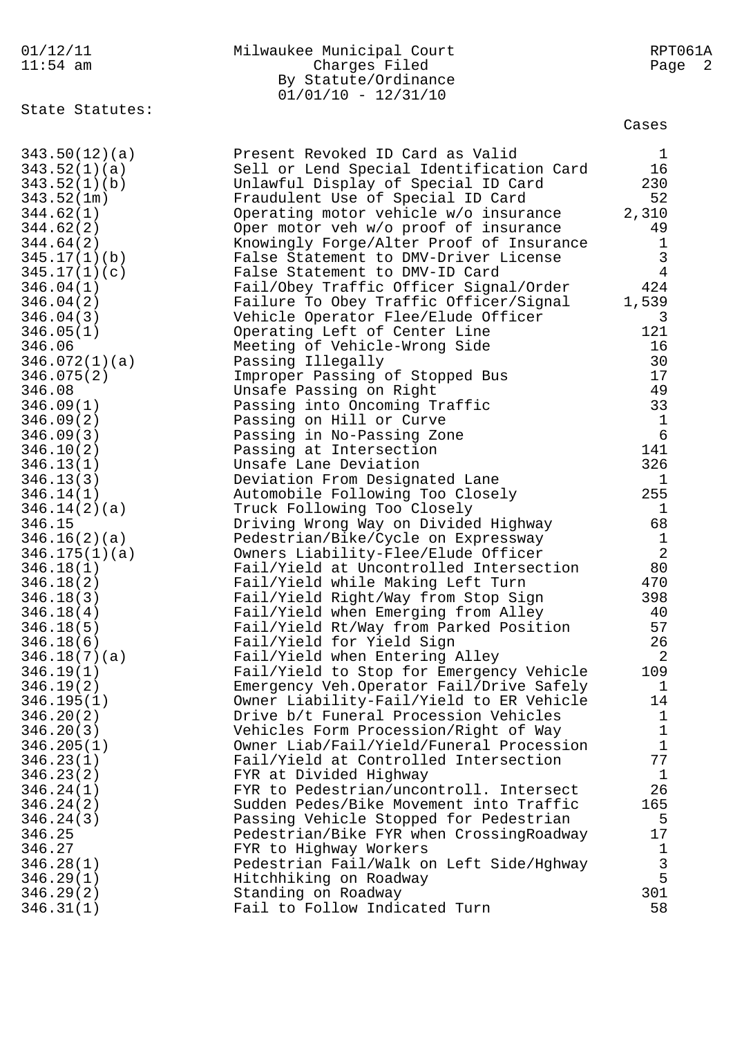Milwaukee Municipal Court
Charges Filed
By Statute/Ordinance
01/01/10 - 12/31/10

State Statutes:

| Statute | Description | Cases |
|---|---|---|
| 343.50(12)(a) | Present Revoked ID Card as Valid | 1 |
| 343.52(1)(a) | Sell or Lend Special Identification Card | 16 |
| 343.52(1)(b) | Unlawful Display of Special ID Card | 230 |
| 343.52(1m) | Fraudulent Use of Special ID Card | 52 |
| 344.62(1) | Operating motor vehicle w/o insurance | 2,310 |
| 344.62(2) | Oper motor veh w/o proof of insurance | 49 |
| 344.64(2) | Knowingly Forge/Alter Proof of Insurance | 1 |
| 345.17(1)(b) | False Statement to DMV-Driver License | 3 |
| 345.17(1)(c) | False Statement to DMV-ID Card | 4 |
| 346.04(1) | Fail/Obey Traffic Officer Signal/Order | 424 |
| 346.04(2) | Failure To Obey Traffic Officer/Signal | 1,539 |
| 346.04(3) | Vehicle Operator Flee/Elude Officer | 3 |
| 346.05(1) | Operating Left of Center Line | 121 |
| 346.06 | Meeting of Vehicle-Wrong Side | 16 |
| 346.072(1)(a) | Passing Illegally | 30 |
| 346.075(2) | Improper Passing of Stopped Bus | 17 |
| 346.08 | Unsafe Passing on Right | 49 |
| 346.09(1) | Passing into Oncoming Traffic | 33 |
| 346.09(2) | Passing on Hill or Curve | 1 |
| 346.09(3) | Passing in No-Passing Zone | 6 |
| 346.10(2) | Passing at Intersection | 141 |
| 346.13(1) | Unsafe Lane Deviation | 326 |
| 346.13(3) | Deviation From Designated Lane | 1 |
| 346.14(1) | Automobile Following Too Closely | 255 |
| 346.14(2)(a) | Truck Following Too Closely | 1 |
| 346.15 | Driving Wrong Way on Divided Highway | 68 |
| 346.16(2)(a) | Pedestrian/Bike/Cycle on Expressway | 1 |
| 346.175(1)(a) | Owners Liability-Flee/Elude Officer | 2 |
| 346.18(1) | Fail/Yield at Uncontrolled Intersection | 80 |
| 346.18(2) | Fail/Yield while Making Left Turn | 470 |
| 346.18(3) | Fail/Yield Right/Way from Stop Sign | 398 |
| 346.18(4) | Fail/Yield when Emerging from Alley | 40 |
| 346.18(5) | Fail/Yield Rt/Way from Parked Position | 57 |
| 346.18(6) | Fail/Yield for Yield Sign | 26 |
| 346.18(7)(a) | Fail/Yield when Entering Alley | 2 |
| 346.19(1) | Fail/Yield to Stop for Emergency Vehicle | 109 |
| 346.19(2) | Emergency Veh.Operator Fail/Drive Safely | 1 |
| 346.195(1) | Owner Liability-Fail/Yield to ER Vehicle | 14 |
| 346.20(2) | Drive b/t Funeral Procession Vehicles | 1 |
| 346.20(3) | Vehicles Form Procession/Right of Way | 1 |
| 346.205(1) | Owner Liab/Fail/Yield/Funeral Procession | 1 |
| 346.23(1) | Fail/Yield at Controlled Intersection | 77 |
| 346.23(2) | FYR at Divided Highway | 1 |
| 346.24(1) | FYR to Pedestrian/uncontroll. Intersect | 26 |
| 346.24(2) | Sudden Pedes/Bike Movement into Traffic | 165 |
| 346.24(3) | Passing Vehicle Stopped for Pedestrian | 5 |
| 346.25 | Pedestrian/Bike FYR when CrossingRoadway | 17 |
| 346.27 | FYR to Highway Workers | 1 |
| 346.28(1) | Pedestrian Fail/Walk on Left Side/Hghway | 3 |
| 346.29(1) | Hitchhiking on Roadway | 5 |
| 346.29(2) | Standing on Roadway | 301 |
| 346.31(1) | Fail to Follow Indicated Turn | 58 |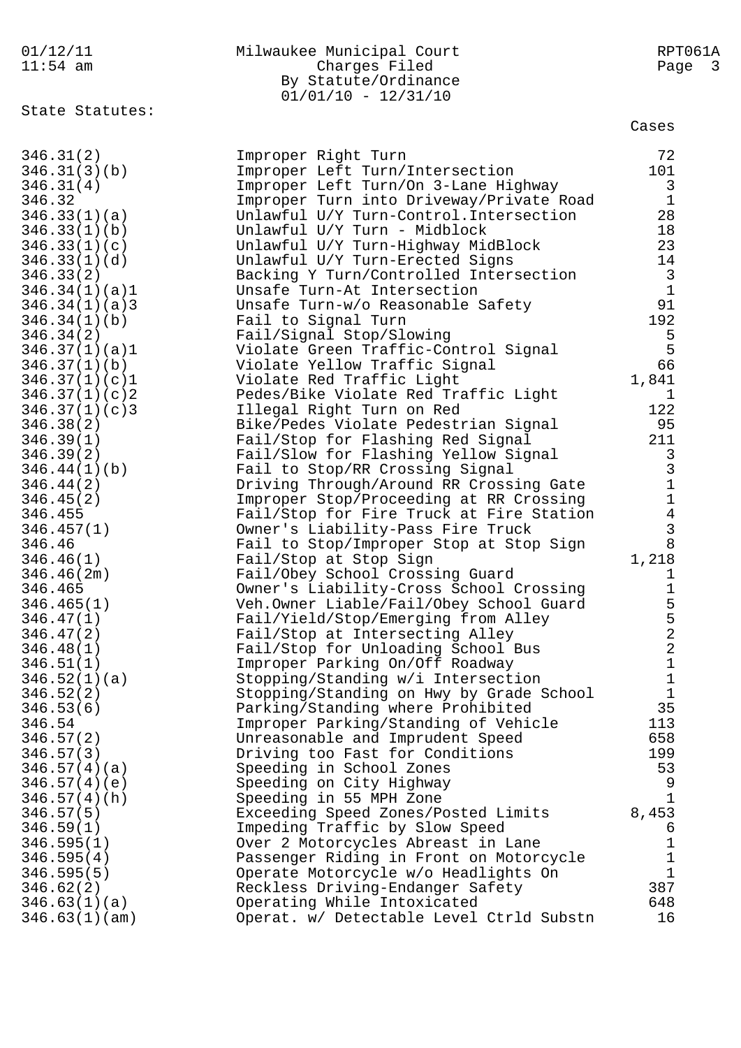Milwaukee Municipal Court
Charges Filed
By Statute/Ordinance
01/01/10 - 12/31/10

State Statutes:

| Statute | Description | Cases |
|---|---|---|
| 346.31(2) | Improper Right Turn | 72 |
| 346.31(3)(b) | Improper Left Turn/Intersection | 101 |
| 346.31(4) | Improper Left Turn/On 3-Lane Highway | 3 |
| 346.32 | Improper Turn into Driveway/Private Road | 1 |
| 346.33(1)(a) | Unlawful U/Y Turn-Control.Intersection | 28 |
| 346.33(1)(b) | Unlawful U/Y Turn - Midblock | 18 |
| 346.33(1)(c) | Unlawful U/Y Turn-Highway MidBlock | 23 |
| 346.33(1)(d) | Unlawful U/Y Turn-Erected Signs | 14 |
| 346.33(2) | Backing Y Turn/Controlled Intersection | 3 |
| 346.34(1)(a)1 | Unsafe Turn-At Intersection | 1 |
| 346.34(1)(a)3 | Unsafe Turn-w/o Reasonable Safety | 91 |
| 346.34(1)(b) | Fail to Signal Turn | 192 |
| 346.34(2) | Fail/Signal Stop/Slowing | 5 |
| 346.37(1)(a)1 | Violate Green Traffic-Control Signal | 5 |
| 346.37(1)(b) | Violate Yellow Traffic Signal | 66 |
| 346.37(1)(c)1 | Violate Red Traffic Light | 1,841 |
| 346.37(1)(c)2 | Pedes/Bike Violate Red Traffic Light | 1 |
| 346.37(1)(c)3 | Illegal Right Turn on Red | 122 |
| 346.38(2) | Bike/Pedes Violate Pedestrian Signal | 95 |
| 346.39(1) | Fail/Stop for Flashing Red Signal | 211 |
| 346.39(2) | Fail/Slow for Flashing Yellow Signal | 3 |
| 346.44(1)(b) | Fail to Stop/RR Crossing Signal | 3 |
| 346.44(2) | Driving Through/Around RR Crossing Gate | 1 |
| 346.45(2) | Improper Stop/Proceeding at RR Crossing | 1 |
| 346.455 | Fail/Stop for Fire Truck at Fire Station | 4 |
| 346.457(1) | Owner's Liability-Pass Fire Truck | 3 |
| 346.46 | Fail to Stop/Improper Stop at Stop Sign | 8 |
| 346.46(1) | Fail/Stop at Stop Sign | 1,218 |
| 346.46(2m) | Fail/Obey School Crossing Guard | 1 |
| 346.465 | Owner's Liability-Cross School Crossing | 1 |
| 346.465(1) | Veh.Owner Liable/Fail/Obey School Guard | 5 |
| 346.47(1) | Fail/Yield/Stop/Emerging from Alley | 5 |
| 346.47(2) | Fail/Stop at Intersecting Alley | 2 |
| 346.48(1) | Fail/Stop for Unloading School Bus | 2 |
| 346.51(1) | Improper Parking On/Off Roadway | 1 |
| 346.52(1)(a) | Stopping/Standing w/i Intersection | 1 |
| 346.52(2) | Stopping/Standing on Hwy by Grade School | 1 |
| 346.53(6) | Parking/Standing where Prohibited | 35 |
| 346.54 | Improper Parking/Standing of Vehicle | 113 |
| 346.57(2) | Unreasonable and Imprudent Speed | 658 |
| 346.57(3) | Driving too Fast for Conditions | 199 |
| 346.57(4)(a) | Speeding in School Zones | 53 |
| 346.57(4)(e) | Speeding on City Highway | 9 |
| 346.57(4)(h) | Speeding in 55 MPH Zone | 1 |
| 346.57(5) | Exceeding Speed Zones/Posted Limits | 8,453 |
| 346.59(1) | Impeding Traffic by Slow Speed | 6 |
| 346.595(1) | Over 2 Motorcycles Abreast in Lane | 1 |
| 346.595(4) | Passenger Riding in Front on Motorcycle | 1 |
| 346.595(5) | Operate Motorcycle w/o Headlights On | 1 |
| 346.62(2) | Reckless Driving-Endanger Safety | 387 |
| 346.63(1)(a) | Operating While Intoxicated | 648 |
| 346.63(1)(am) | Operat. w/ Detectable Level Ctrld Substn | 16 |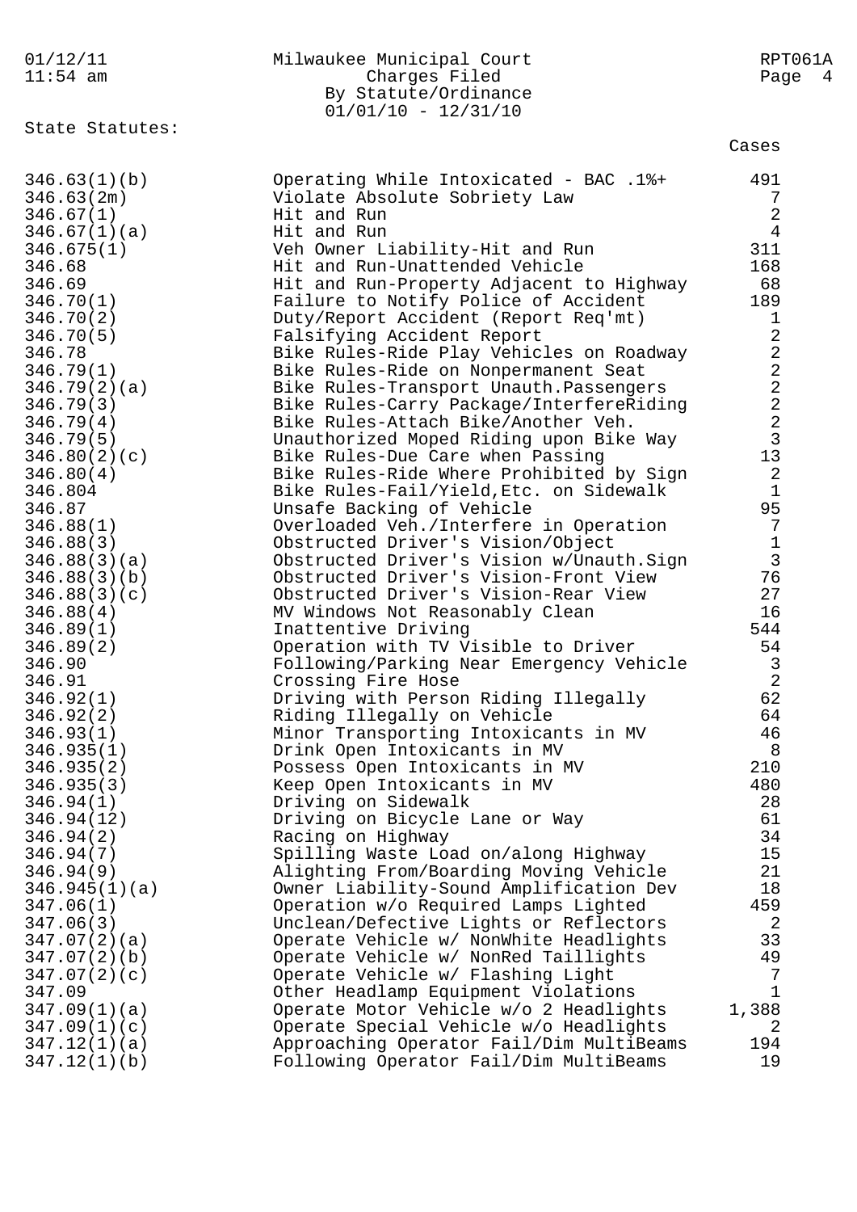Milwaukee Municipal Court
Charges Filed
By Statute/Ordinance
01/01/10 - 12/31/10

State Statutes:

| Statute | Description | Cases |
|---|---|---|
| 346.63(1)(b) | Operating While Intoxicated - BAC .1%+ | 491 |
| 346.63(2m) | Violate Absolute Sobriety Law | 7 |
| 346.67(1) | Hit and Run | 2 |
| 346.67(1)(a) | Hit and Run | 4 |
| 346.675(1) | Veh Owner Liability-Hit and Run | 311 |
| 346.68 | Hit and Run-Unattended Vehicle | 168 |
| 346.69 | Hit and Run-Property Adjacent to Highway | 68 |
| 346.70(1) | Failure to Notify Police of Accident | 189 |
| 346.70(2) | Duty/Report Accident (Report Req'mt) | 1 |
| 346.70(5) | Falsifying Accident Report | 2 |
| 346.78 | Bike Rules-Ride Play Vehicles on Roadway | 2 |
| 346.79(1) | Bike Rules-Ride on Nonpermanent Seat | 2 |
| 346.79(2)(a) | Bike Rules-Transport Unauth.Passengers | 2 |
| 346.79(3) | Bike Rules-Carry Package/InterfereRiding | 2 |
| 346.79(4) | Bike Rules-Attach Bike/Another Veh. | 2 |
| 346.79(5) | Unauthorized Moped Riding upon Bike Way | 3 |
| 346.80(2)(c) | Bike Rules-Due Care when Passing | 13 |
| 346.80(4) | Bike Rules-Ride Where Prohibited by Sign | 2 |
| 346.804 | Bike Rules-Fail/Yield,Etc. on Sidewalk | 1 |
| 346.87 | Unsafe Backing of Vehicle | 95 |
| 346.88(1) | Overloaded Veh./Interfere in Operation | 7 |
| 346.88(3) | Obstructed Driver's Vision/Object | 1 |
| 346.88(3)(a) | Obstructed Driver's Vision w/Unauth.Sign | 3 |
| 346.88(3)(b) | Obstructed Driver's Vision-Front View | 76 |
| 346.88(3)(c) | Obstructed Driver's Vision-Rear View | 27 |
| 346.88(4) | MV Windows Not Reasonably Clean | 16 |
| 346.89(1) | Inattentive Driving | 544 |
| 346.89(2) | Operation with TV Visible to Driver | 54 |
| 346.90 | Following/Parking Near Emergency Vehicle | 3 |
| 346.91 | Crossing Fire Hose | 2 |
| 346.92(1) | Driving with Person Riding Illegally | 62 |
| 346.92(2) | Riding Illegally on Vehicle | 64 |
| 346.93(1) | Minor Transporting Intoxicants in MV | 46 |
| 346.935(1) | Drink Open Intoxicants in MV | 8 |
| 346.935(2) | Possess Open Intoxicants in MV | 210 |
| 346.935(3) | Keep Open Intoxicants in MV | 480 |
| 346.94(1) | Driving on Sidewalk | 28 |
| 346.94(12) | Driving on Bicycle Lane or Way | 61 |
| 346.94(2) | Racing on Highway | 34 |
| 346.94(7) | Spilling Waste Load on/along Highway | 15 |
| 346.94(9) | Alighting From/Boarding Moving Vehicle | 21 |
| 346.945(1)(a) | Owner Liability-Sound Amplification Dev | 18 |
| 347.06(1) | Operation w/o Required Lamps Lighted | 459 |
| 347.06(3) | Unclean/Defective Lights or Reflectors | 2 |
| 347.07(2)(a) | Operate Vehicle w/ NonWhite Headlights | 33 |
| 347.07(2)(b) | Operate Vehicle w/ NonRed Taillights | 49 |
| 347.07(2)(c) | Operate Vehicle w/ Flashing Light | 7 |
| 347.09 | Other Headlamp Equipment Violations | 1 |
| 347.09(1)(a) | Operate Motor Vehicle w/o 2 Headlights | 1,388 |
| 347.09(1)(c) | Operate Special Vehicle w/o Headlights | 2 |
| 347.12(1)(a) | Approaching Operator Fail/Dim MultiBeams | 194 |
| 347.12(1)(b) | Following Operator Fail/Dim MultiBeams | 19 |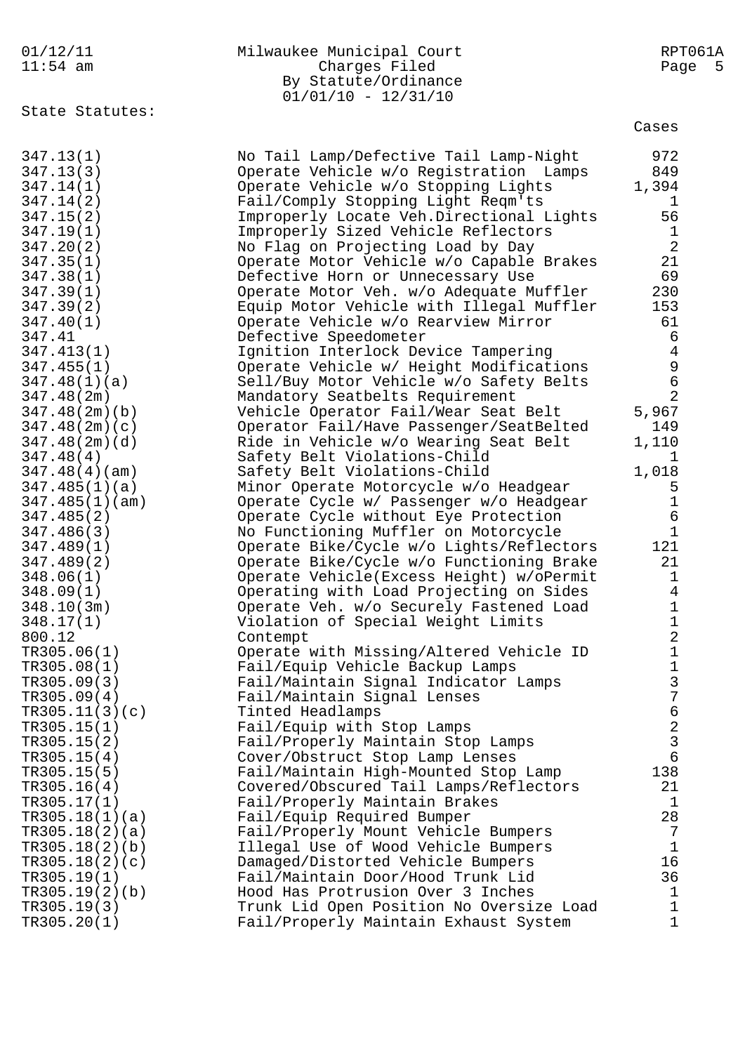Milwaukee Municipal Court
Charges Filed
By Statute/Ordinance
01/01/10 - 12/31/10

State Statutes:

| Statute | Description | Cases |
|---|---|---|
| 347.13(1) | No Tail Lamp/Defective Tail Lamp-Night | 972 |
| 347.13(3) | Operate Vehicle w/o Registration Lamps | 849 |
| 347.14(1) | Operate Vehicle w/o Stopping Lights | 1,394 |
| 347.14(2) | Fail/Comply Stopping Light Reqm'ts | 1 |
| 347.15(2) | Improperly Locate Veh.Directional Lights | 56 |
| 347.19(1) | Improperly Sized Vehicle Reflectors | 1 |
| 347.20(2) | No Flag on Projecting Load by Day | 2 |
| 347.35(1) | Operate Motor Vehicle w/o Capable Brakes | 21 |
| 347.38(1) | Defective Horn or Unnecessary Use | 69 |
| 347.39(1) | Operate Motor Veh. w/o Adequate Muffler | 230 |
| 347.39(2) | Equip Motor Vehicle with Illegal Muffler | 153 |
| 347.40(1) | Operate Vehicle w/o Rearview Mirror | 61 |
| 347.41 | Defective Speedometer | 6 |
| 347.413(1) | Ignition Interlock Device Tampering | 4 |
| 347.455(1) | Operate Vehicle w/ Height Modifications | 9 |
| 347.48(1)(a) | Sell/Buy Motor Vehicle w/o Safety Belts | 6 |
| 347.48(2m) | Mandatory Seatbelts Requirement | 2 |
| 347.48(2m)(b) | Vehicle Operator Fail/Wear Seat Belt | 5,967 |
| 347.48(2m)(c) | Operator Fail/Have Passenger/SeatBelted | 149 |
| 347.48(2m)(d) | Ride in Vehicle w/o Wearing Seat Belt | 1,110 |
| 347.48(4) | Safety Belt Violations-Child | 1 |
| 347.48(4)(am) | Safety Belt Violations-Child | 1,018 |
| 347.485(1)(a) | Minor Operate Motorcycle w/o Headgear | 5 |
| 347.485(1)(am) | Operate Cycle w/ Passenger w/o Headgear | 1 |
| 347.485(2) | Operate Cycle without Eye Protection | 6 |
| 347.486(3) | No Functioning Muffler on Motorcycle | 1 |
| 347.489(1) | Operate Bike/Cycle w/o Lights/Reflectors | 121 |
| 347.489(2) | Operate Bike/Cycle w/o Functioning Brake | 21 |
| 348.06(1) | Operate Vehicle(Excess Height) w/oPermit | 1 |
| 348.09(1) | Operating with Load Projecting on Sides | 4 |
| 348.10(3m) | Operate Veh. w/o Securely Fastened Load | 1 |
| 348.17(1) | Violation of Special Weight Limits | 1 |
| 800.12 | Contempt | 2 |
| TR305.06(1) | Operate with Missing/Altered Vehicle ID | 1 |
| TR305.08(1) | Fail/Equip Vehicle Backup Lamps | 1 |
| TR305.09(3) | Fail/Maintain Signal Indicator Lamps | 3 |
| TR305.09(4) | Fail/Maintain Signal Lenses | 7 |
| TR305.11(3)(c) | Tinted Headlamps | 6 |
| TR305.15(1) | Fail/Equip with Stop Lamps | 2 |
| TR305.15(2) | Fail/Properly Maintain Stop Lamps | 3 |
| TR305.15(4) | Cover/Obstruct Stop Lamp Lenses | 6 |
| TR305.15(5) | Fail/Maintain High-Mounted Stop Lamp | 138 |
| TR305.16(4) | Covered/Obscured Tail Lamps/Reflectors | 21 |
| TR305.17(1) | Fail/Properly Maintain Brakes | 1 |
| TR305.18(1)(a) | Fail/Equip Required Bumper | 28 |
| TR305.18(2)(a) | Fail/Properly Mount Vehicle Bumpers | 7 |
| TR305.18(2)(b) | Illegal Use of Wood Vehicle Bumpers | 1 |
| TR305.18(2)(c) | Damaged/Distorted Vehicle Bumpers | 16 |
| TR305.19(1) | Fail/Maintain Door/Hood Trunk Lid | 36 |
| TR305.19(2)(b) | Hood Has Protrusion Over 3 Inches | 1 |
| TR305.19(3) | Trunk Lid Open Position No Oversize Load | 1 |
| TR305.20(1) | Fail/Properly Maintain Exhaust System | 1 |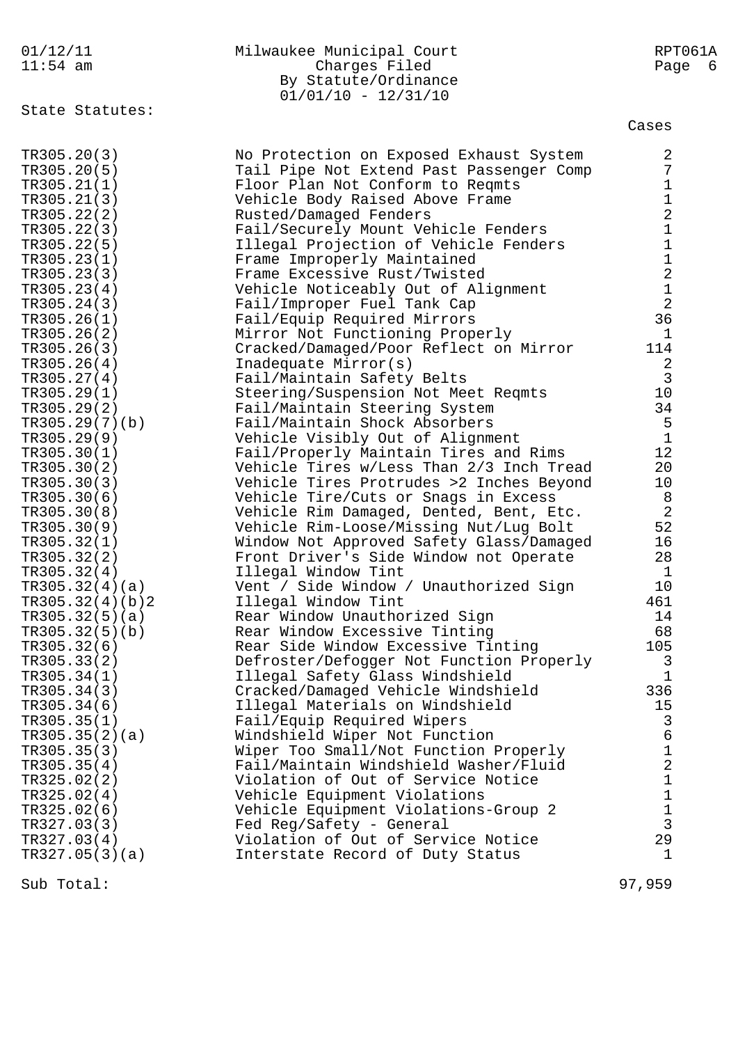Milwaukee Municipal Court
Charges Filed
By Statute/Ordinance
01/01/10 - 12/31/10

State Statutes:

| Statute | Description | Cases |
|---|---|---|
| TR305.20(3) | No Protection on Exposed Exhaust System | 2 |
| TR305.20(5) | Tail Pipe Not Extend Past Passenger Comp | 7 |
| TR305.21(1) | Floor Plan Not Conform to Reqmts | 1 |
| TR305.21(3) | Vehicle Body Raised Above Frame | 1 |
| TR305.22(2) | Rusted/Damaged Fenders | 2 |
| TR305.22(3) | Fail/Securely Mount Vehicle Fenders | 1 |
| TR305.22(5) | Illegal Projection of Vehicle Fenders | 1 |
| TR305.23(1) | Frame Improperly Maintained | 1 |
| TR305.23(3) | Frame Excessive Rust/Twisted | 2 |
| TR305.23(4) | Vehicle Noticeably Out of Alignment | 1 |
| TR305.24(3) | Fail/Improper Fuel Tank Cap | 2 |
| TR305.26(1) | Fail/Equip Required Mirrors | 36 |
| TR305.26(2) | Mirror Not Functioning Properly | 1 |
| TR305.26(3) | Cracked/Damaged/Poor Reflect on Mirror | 114 |
| TR305.26(4) | Inadequate Mirror(s) | 2 |
| TR305.27(4) | Fail/Maintain Safety Belts | 3 |
| TR305.29(1) | Steering/Suspension Not Meet Reqmts | 10 |
| TR305.29(2) | Fail/Maintain Steering System | 34 |
| TR305.29(7)(b) | Fail/Maintain Shock Absorbers | 5 |
| TR305.29(9) | Vehicle Visibly Out of Alignment | 1 |
| TR305.30(1) | Fail/Properly Maintain Tires and Rims | 12 |
| TR305.30(2) | Vehicle Tires w/Less Than 2/3 Inch Tread | 20 |
| TR305.30(3) | Vehicle Tires Protrudes >2 Inches Beyond | 10 |
| TR305.30(6) | Vehicle Tire/Cuts or Snags in Excess | 8 |
| TR305.30(8) | Vehicle Rim Damaged, Dented, Bent, Etc. | 2 |
| TR305.30(9) | Vehicle Rim-Loose/Missing Nut/Lug Bolt | 52 |
| TR305.32(1) | Window Not Approved Safety Glass/Damaged | 16 |
| TR305.32(2) | Front Driver's Side Window not Operate | 28 |
| TR305.32(4) | Illegal Window Tint | 1 |
| TR305.32(4)(a) | Vent / Side Window / Unauthorized Sign | 10 |
| TR305.32(4)(b)2 | Illegal Window Tint | 461 |
| TR305.32(5)(a) | Rear Window Unauthorized Sign | 14 |
| TR305.32(5)(b) | Rear Window Excessive Tinting | 68 |
| TR305.32(6) | Rear Side Window Excessive Tinting | 105 |
| TR305.33(2) | Defroster/Defogger Not Function Properly | 3 |
| TR305.34(1) | Illegal Safety Glass Windshield | 1 |
| TR305.34(3) | Cracked/Damaged Vehicle Windshield | 336 |
| TR305.34(6) | Illegal Materials on Windshield | 15 |
| TR305.35(1) | Fail/Equip Required Wipers | 3 |
| TR305.35(2)(a) | Windshield Wiper Not Function | 6 |
| TR305.35(3) | Wiper Too Small/Not Function Properly | 1 |
| TR305.35(4) | Fail/Maintain Windshield Washer/Fluid | 2 |
| TR325.02(2) | Violation of Out of Service Notice | 1 |
| TR325.02(4) | Vehicle Equipment Violations | 1 |
| TR325.02(6) | Vehicle Equipment Violations-Group 2 | 1 |
| TR327.03(3) | Fed Reg/Safety - General | 3 |
| TR327.03(4) | Violation of Out of Service Notice | 29 |
| TR327.05(3)(a) | Interstate Record of Duty Status | 1 |

Sub Total: 97,959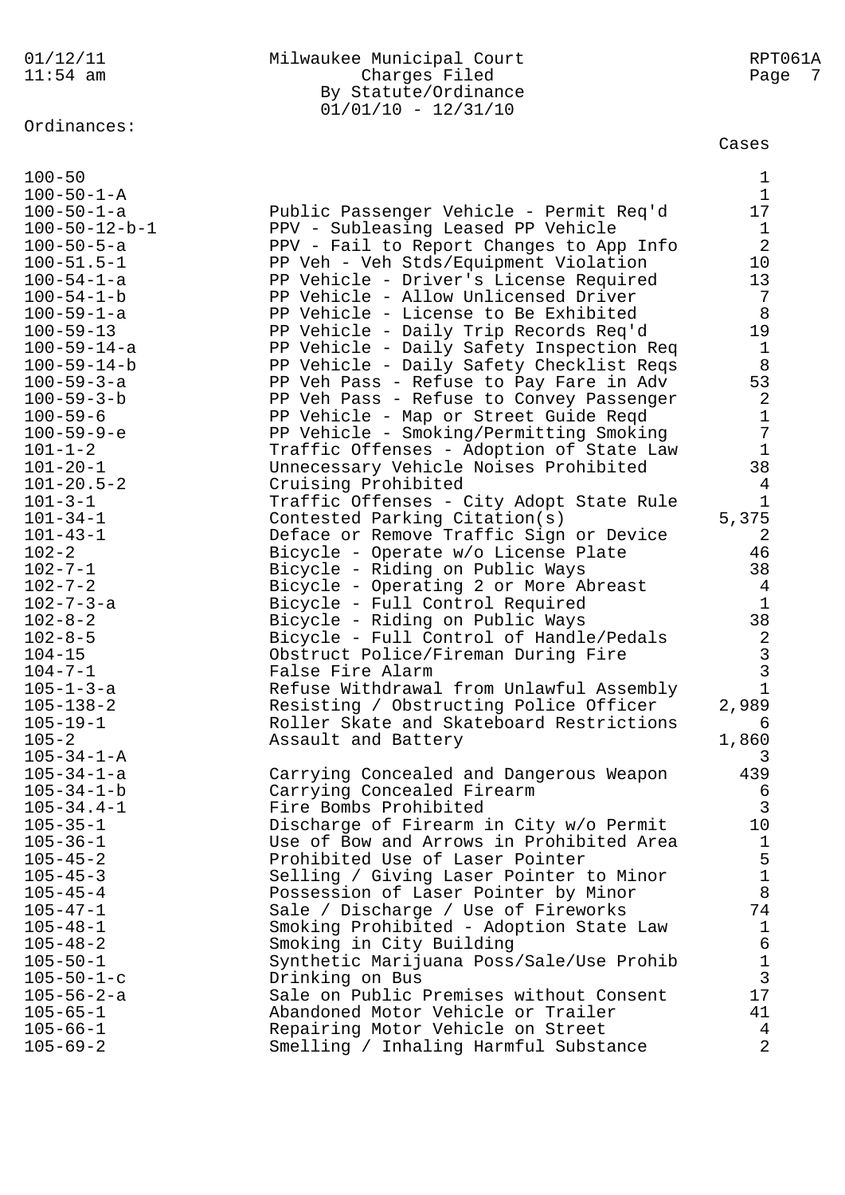Milwaukee Municipal Court
Charges Filed
By Statute/Ordinance
01/01/10 - 12/31/10

Ordinances:

| Ordinance | Description | Cases |
|---|---|---|
| 100-50 | | 1 |
| 100-50-1-A | | 1 |
| 100-50-1-a | Public Passenger Vehicle - Permit Req'd | 17 |
| 100-50-12-b-1 | PPV - Subleasing Leased PP Vehicle | 1 |
| 100-50-5-a | PPV - Fail to Report Changes to App Info | 2 |
| 100-51.5-1 | PP Veh - Veh Stds/Equipment Violation | 10 |
| 100-54-1-a | PP Vehicle - Driver's License Required | 13 |
| 100-54-1-b | PP Vehicle - Allow Unlicensed Driver | 7 |
| 100-59-1-a | PP Vehicle - License to Be Exhibited | 8 |
| 100-59-13 | PP Vehicle - Daily Trip Records Req'd | 19 |
| 100-59-14-a | PP Vehicle - Daily Safety Inspection Req | 1 |
| 100-59-14-b | PP Vehicle - Daily Safety Checklist Reqs | 8 |
| 100-59-3-a | PP Veh Pass - Refuse to Pay Fare in Adv | 53 |
| 100-59-3-b | PP Veh Pass - Refuse to Convey Passenger | 2 |
| 100-59-6 | PP Vehicle - Map or Street Guide Reqd | 1 |
| 100-59-9-e | PP Vehicle - Smoking/Permitting Smoking | 7 |
| 101-1-2 | Traffic Offenses - Adoption of State Law | 1 |
| 101-20-1 | Unnecessary Vehicle Noises Prohibited | 38 |
| 101-20.5-2 | Cruising Prohibited | 4 |
| 101-3-1 | Traffic Offenses - City Adopt State Rule | 1 |
| 101-34-1 | Contested Parking Citation(s) | 5,375 |
| 101-43-1 | Deface or Remove Traffic Sign or Device | 2 |
| 102-2 | Bicycle - Operate w/o License Plate | 46 |
| 102-7-1 | Bicycle - Riding on Public Ways | 38 |
| 102-7-2 | Bicycle - Operating 2 or More Abreast | 4 |
| 102-7-3-a | Bicycle - Full Control Required | 1 |
| 102-8-2 | Bicycle - Riding on Public Ways | 38 |
| 102-8-5 | Bicycle - Full Control of Handle/Pedals | 2 |
| 104-15 | Obstruct Police/Fireman During Fire | 3 |
| 104-7-1 | False Fire Alarm | 3 |
| 105-1-3-a | Refuse Withdrawal from Unlawful Assembly | 1 |
| 105-138-2 | Resisting / Obstructing Police Officer | 2,989 |
| 105-19-1 | Roller Skate and Skateboard Restrictions | 6 |
| 105-2 | Assault and Battery | 1,860 |
| 105-34-1-A | | 3 |
| 105-34-1-a | Carrying Concealed and Dangerous Weapon | 439 |
| 105-34-1-b | Carrying Concealed Firearm | 6 |
| 105-34.4-1 | Fire Bombs Prohibited | 3 |
| 105-35-1 | Discharge of Firearm in City w/o Permit | 10 |
| 105-36-1 | Use of Bow and Arrows in Prohibited Area | 1 |
| 105-45-2 | Prohibited Use of Laser Pointer | 5 |
| 105-45-3 | Selling / Giving Laser Pointer to Minor | 1 |
| 105-45-4 | Possession of Laser Pointer by Minor | 8 |
| 105-47-1 | Sale / Discharge / Use of Fireworks | 74 |
| 105-48-1 | Smoking Prohibited - Adoption State Law | 1 |
| 105-48-2 | Smoking in City Building | 6 |
| 105-50-1 | Synthetic Marijuana Poss/Sale/Use Prohib | 1 |
| 105-50-1-c | Drinking on Bus | 3 |
| 105-56-2-a | Sale on Public Premises without Consent | 17 |
| 105-65-1 | Abandoned Motor Vehicle or Trailer | 41 |
| 105-66-1 | Repairing Motor Vehicle on Street | 4 |
| 105-69-2 | Smelling / Inhaling Harmful Substance | 2 |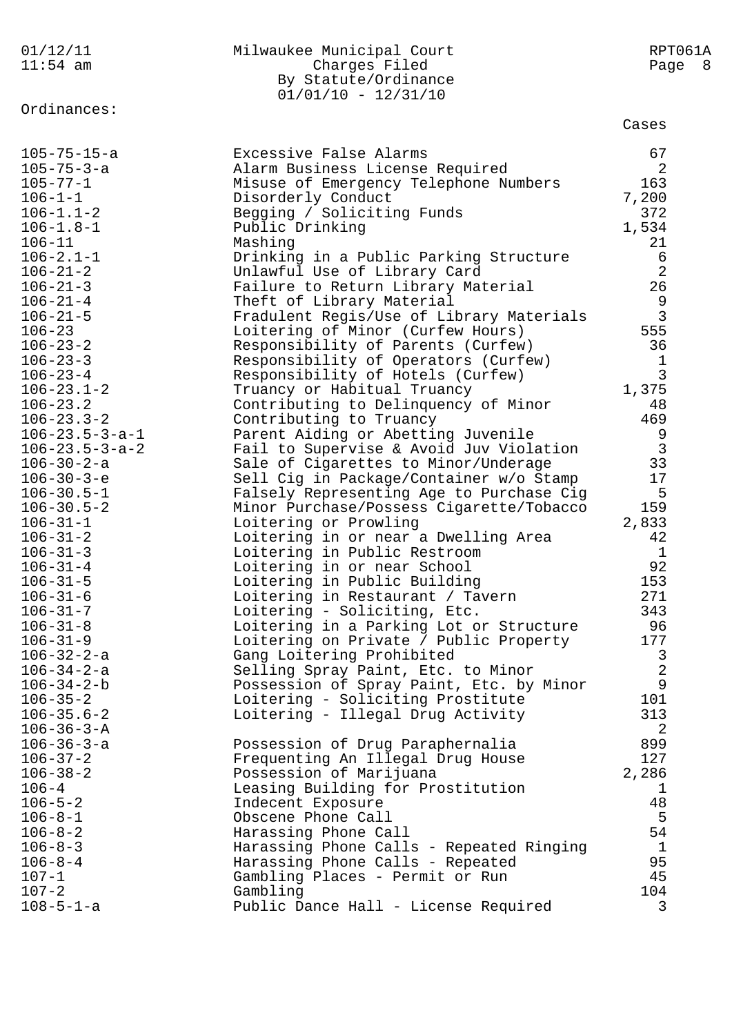Ordinances:

| | | Cases |
|---|---|---|
| 105-75-15-a | Excessive False Alarms | 67 |
| 105-75-3-a | Alarm Business License Required | 2 |
| 105-77-1 | Misuse of Emergency Telephone Numbers | 163 |
| 106-1-1 | Disorderly Conduct | 7,200 |
| 106-1.1-2 | Begging / Soliciting Funds | 372 |
| 106-1.8-1 | Public Drinking | 1,534 |
| 106-11 | Mashing | 21 |
| 106-2.1-1 | Drinking in a Public Parking Structure | 6 |
| 106-21-2 | Unlawful Use of Library Card | 2 |
| 106-21-3 | Failure to Return Library Material | 26 |
| 106-21-4 | Theft of Library Material | 9 |
| 106-21-5 | Fradulent Regis/Use of Library Materials | 3 |
| 106-23 | Loitering of Minor (Curfew Hours) | 555 |
| 106-23-2 | Responsibility of Parents (Curfew) | 36 |
| 106-23-3 | Responsibility of Operators (Curfew) | 1 |
| 106-23-4 | Responsibility of Hotels (Curfew) | 3 |
| 106-23.1-2 | Truancy or Habitual Truancy | 1,375 |
| 106-23.2 | Contributing to Delinquency of Minor | 48 |
| 106-23.3-2 | Contributing to Truancy | 469 |
| 106-23.5-3-a-1 | Parent Aiding or Abetting Juvenile | 9 |
| 106-23.5-3-a-2 | Fail to Supervise & Avoid Juv Violation | 3 |
| 106-30-2-a | Sale of Cigarettes to Minor/Underage | 33 |
| 106-30-3-e | Sell Cig in Package/Container w/o Stamp | 17 |
| 106-30.5-1 | Falsely Representing Age to Purchase Cig | 5 |
| 106-30.5-2 | Minor Purchase/Possess Cigarette/Tobacco | 159 |
| 106-31-1 | Loitering or Prowling | 2,833 |
| 106-31-2 | Loitering in or near a Dwelling Area | 42 |
| 106-31-3 | Loitering in Public Restroom | 1 |
| 106-31-4 | Loitering in or near School | 92 |
| 106-31-5 | Loitering in Public Building | 153 |
| 106-31-6 | Loitering in Restaurant / Tavern | 271 |
| 106-31-7 | Loitering - Soliciting, Etc. | 343 |
| 106-31-8 | Loitering in a Parking Lot or Structure | 96 |
| 106-31-9 | Loitering on Private / Public Property | 177 |
| 106-32-2-a | Gang Loitering Prohibited | 3 |
| 106-34-2-a | Selling Spray Paint, Etc. to Minor | 2 |
| 106-34-2-b | Possession of Spray Paint, Etc. by Minor | 9 |
| 106-35-2 | Loitering - Soliciting Prostitute | 101 |
| 106-35.6-2 | Loitering - Illegal Drug Activity | 313 |
| 106-36-3-A | | 2 |
| 106-36-3-a | Possession of Drug Paraphernalia | 899 |
| 106-37-2 | Frequenting An Illegal Drug House | 127 |
| 106-38-2 | Possession of Marijuana | 2,286 |
| 106-4 | Leasing Building for Prostitution | 1 |
| 106-5-2 | Indecent Exposure | 48 |
| 106-8-1 | Obscene Phone Call | 5 |
| 106-8-2 | Harassing Phone Call | 54 |
| 106-8-3 | Harassing Phone Calls - Repeated Ringing | 1 |
| 106-8-4 | Harassing Phone Calls - Repeated | 95 |
| 107-1 | Gambling Places - Permit or Run | 45 |
| 107-2 | Gambling | 104 |
| 108-5-1-a | Public Dance Hall - License Required | 3 |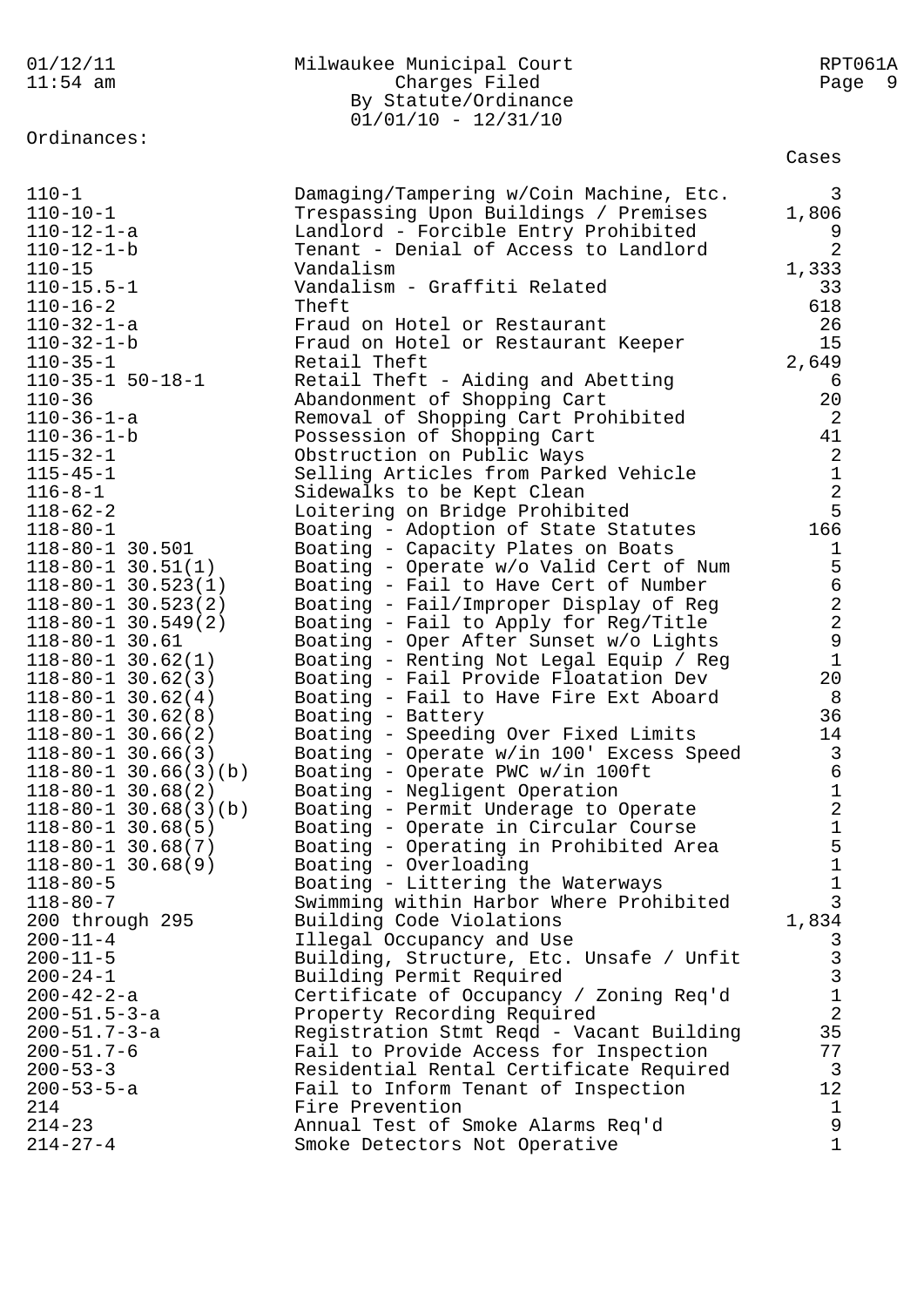Ordinances:

| | | Cases |
|---|---|---|
| 110-1 | Damaging/Tampering w/Coin Machine, Etc. | 3 |
| 110-10-1 | Trespassing Upon Buildings / Premises | 1,806 |
| 110-12-1-a | Landlord - Forcible Entry Prohibited | 9 |
| 110-12-1-b | Tenant - Denial of Access to Landlord | 2 |
| 110-15 | Vandalism | 1,333 |
| 110-15.5-1 | Vandalism - Graffiti Related | 33 |
| 110-16-2 | Theft | 618 |
| 110-32-1-a | Fraud on Hotel or Restaurant | 26 |
| 110-32-1-b | Fraud on Hotel or Restaurant Keeper | 15 |
| 110-35-1 | Retail Theft | 2,649 |
| 110-35-1 50-18-1 | Retail Theft - Aiding and Abetting | 6 |
| 110-36 | Abandonment of Shopping Cart | 20 |
| 110-36-1-a | Removal of Shopping Cart Prohibited | 2 |
| 110-36-1-b | Possession of Shopping Cart | 41 |
| 115-32-1 | Obstruction on Public Ways | 2 |
| 115-45-1 | Selling Articles from Parked Vehicle | 1 |
| 116-8-1 | Sidewalks to be Kept Clean | 2 |
| 118-62-2 | Loitering on Bridge Prohibited | 5 |
| 118-80-1 | Boating - Adoption of State Statutes | 166 |
| 118-80-1 30.501 | Boating - Capacity Plates on Boats | 1 |
| 118-80-1 30.51(1) | Boating - Operate w/o Valid Cert of Num | 5 |
| 118-80-1 30.523(1) | Boating - Fail to Have Cert of Number | 6 |
| 118-80-1 30.523(2) | Boating - Fail/Improper Display of Reg | 2 |
| 118-80-1 30.549(2) | Boating - Fail to Apply for Reg/Title | 2 |
| 118-80-1 30.61 | Boating - Oper After Sunset w/o Lights | 9 |
| 118-80-1 30.62(1) | Boating - Renting Not Legal Equip / Reg | 1 |
| 118-80-1 30.62(3) | Boating - Fail Provide Floatation Dev | 20 |
| 118-80-1 30.62(4) | Boating - Fail to Have Fire Ext Aboard | 8 |
| 118-80-1 30.62(8) | Boating - Battery | 36 |
| 118-80-1 30.66(2) | Boating - Speeding Over Fixed Limits | 14 |
| 118-80-1 30.66(3) | Boating - Operate w/in 100' Excess Speed | 3 |
| 118-80-1 30.66(3)(b) | Boating - Operate PWC w/in 100ft | 6 |
| 118-80-1 30.68(2) | Boating - Negligent Operation | 1 |
| 118-80-1 30.68(3)(b) | Boating - Permit Underage to Operate | 2 |
| 118-80-1 30.68(5) | Boating - Operate in Circular Course | 1 |
| 118-80-1 30.68(7) | Boating - Operating in Prohibited Area | 5 |
| 118-80-1 30.68(9) | Boating - Overloading | 1 |
| 118-80-5 | Boating - Littering the Waterways | 1 |
| 118-80-7 | Swimming within Harbor Where Prohibited | 3 |
| 200 through 295 | Building Code Violations | 1,834 |
| 200-11-4 | Illegal Occupancy and Use | 3 |
| 200-11-5 | Building, Structure, Etc. Unsafe / Unfit | 3 |
| 200-24-1 | Building Permit Required | 3 |
| 200-42-2-a | Certificate of Occupancy / Zoning Req'd | 1 |
| 200-51.5-3-a | Property Recording Required | 2 |
| 200-51.7-3-a | Registration Stmt Reqd - Vacant Building | 35 |
| 200-51.7-6 | Fail to Provide Access for Inspection | 77 |
| 200-53-3 | Residential Rental Certificate Required | 3 |
| 200-53-5-a | Fail to Inform Tenant of Inspection | 12 |
| 214 | Fire Prevention | 1 |
| 214-23 | Annual Test of Smoke Alarms Req'd | 9 |
| 214-27-4 | Smoke Detectors Not Operative | 1 |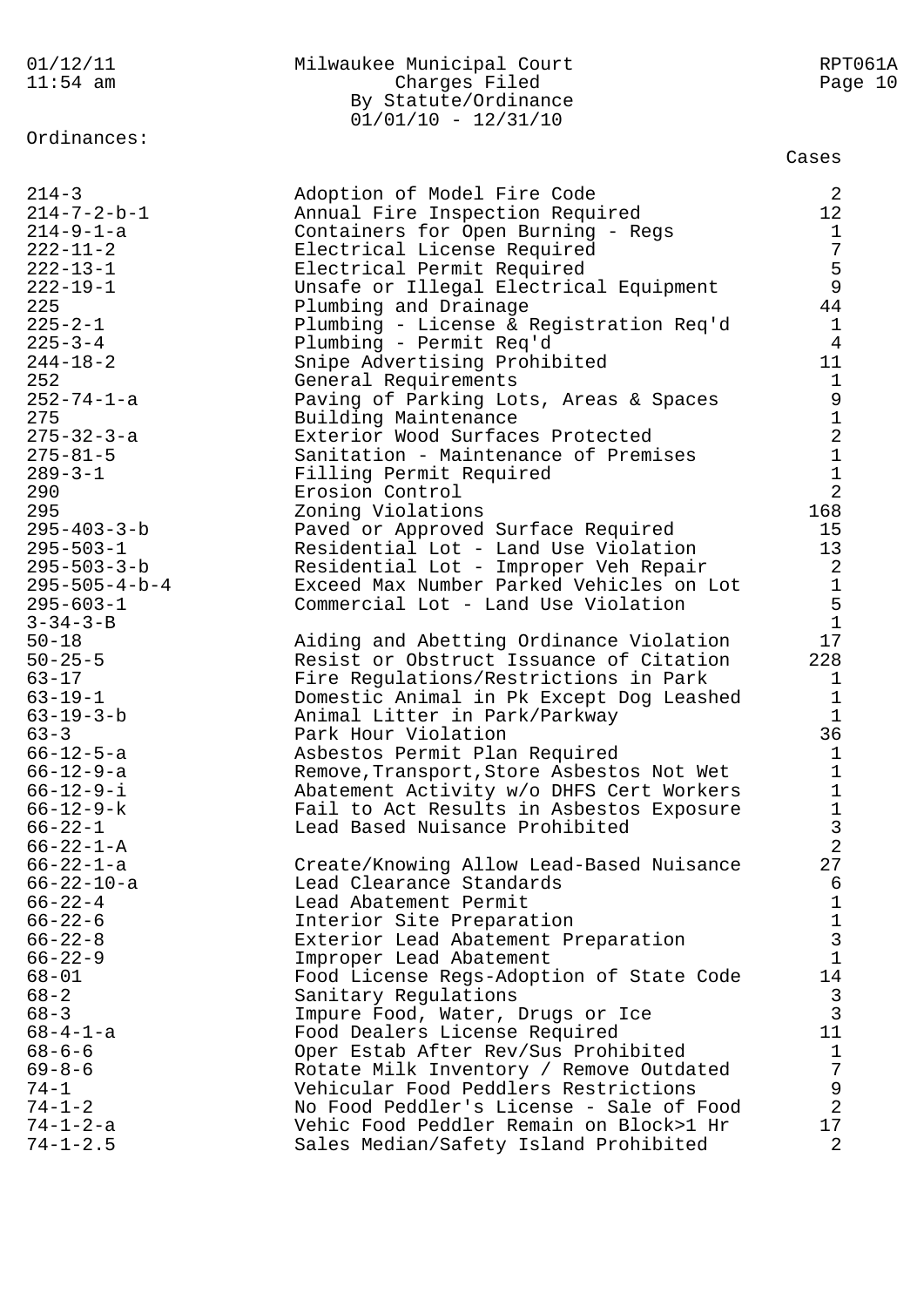Milwaukee Municipal Court
Charges Filed
By Statute/Ordinance
01/01/10 - 12/31/10

Ordinances:

| | | Cases |
|---|---|---|
| 214-3 | Adoption of Model Fire Code | 2 |
| 214-7-2-b-1 | Annual Fire Inspection Required | 12 |
| 214-9-1-a | Containers for Open Burning - Regs | 1 |
| 222-11-2 | Electrical License Required | 7 |
| 222-13-1 | Electrical Permit Required | 5 |
| 222-19-1 | Unsafe or Illegal Electrical Equipment | 9 |
| 225 | Plumbing and Drainage | 44 |
| 225-2-1 | Plumbing - License & Registration Req'd | 1 |
| 225-3-4 | Plumbing - Permit Req'd | 4 |
| 244-18-2 | Snipe Advertising Prohibited | 11 |
| 252 | General Requirements | 1 |
| 252-74-1-a | Paving of Parking Lots, Areas & Spaces | 9 |
| 275 | Building Maintenance | 1 |
| 275-32-3-a | Exterior Wood Surfaces Protected | 2 |
| 275-81-5 | Sanitation - Maintenance of Premises | 1 |
| 289-3-1 | Filling Permit Required | 1 |
| 290 | Erosion Control | 2 |
| 295 | Zoning Violations | 168 |
| 295-403-3-b | Paved or Approved Surface Required | 15 |
| 295-503-1 | Residential Lot - Land Use Violation | 13 |
| 295-503-3-b | Residential Lot - Improper Veh Repair | 2 |
| 295-505-4-b-4 | Exceed Max Number Parked Vehicles on Lot | 1 |
| 295-603-1 | Commercial Lot - Land Use Violation | 5 |
| 3-34-3-B | | 1 |
| 50-18 | Aiding and Abetting Ordinance Violation | 17 |
| 50-25-5 | Resist or Obstruct Issuance of Citation | 228 |
| 63-17 | Fire Regulations/Restrictions in Park | 1 |
| 63-19-1 | Domestic Animal in Pk Except Dog Leashed | 1 |
| 63-19-3-b | Animal Litter in Park/Parkway | 1 |
| 63-3 | Park Hour Violation | 36 |
| 66-12-5-a | Asbestos Permit Plan Required | 1 |
| 66-12-9-a | Remove,Transport,Store Asbestos Not Wet | 1 |
| 66-12-9-i | Abatement Activity w/o DHFS Cert Workers | 1 |
| 66-12-9-k | Fail to Act Results in Asbestos Exposure | 1 |
| 66-22-1 | Lead Based Nuisance Prohibited | 3 |
| 66-22-1-A | | 2 |
| 66-22-1-a | Create/Knowing Allow Lead-Based Nuisance | 27 |
| 66-22-10-a | Lead Clearance Standards | 6 |
| 66-22-4 | Lead Abatement Permit | 1 |
| 66-22-6 | Interior Site Preparation | 1 |
| 66-22-8 | Exterior Lead Abatement Preparation | 3 |
| 66-22-9 | Improper Lead Abatement | 1 |
| 68-01 | Food License Regs-Adoption of State Code | 14 |
| 68-2 | Sanitary Regulations | 3 |
| 68-3 | Impure Food, Water, Drugs or Ice | 3 |
| 68-4-1-a | Food Dealers License Required | 11 |
| 68-6-6 | Oper Estab After Rev/Sus Prohibited | 1 |
| 69-8-6 | Rotate Milk Inventory / Remove Outdated | 7 |
| 74-1 | Vehicular Food Peddlers Restrictions | 9 |
| 74-1-2 | No Food Peddler's License - Sale of Food | 2 |
| 74-1-2-a | Vehic Food Peddler Remain on Block>1 Hr | 17 |
| 74-1-2.5 | Sales Median/Safety Island Prohibited | 2 |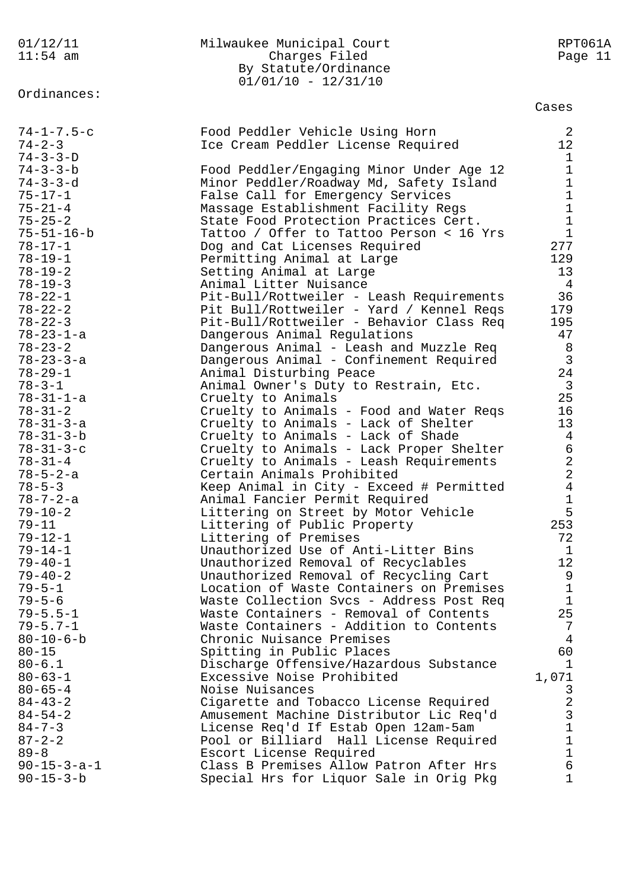Milwaukee Municipal Court
Charges Filed
By Statute/Ordinance
01/01/10 - 12/31/10

Ordinances:

| | | Cases |
|---|---|---|
| 74-1-7.5-c | Food Peddler Vehicle Using Horn | 2 |
| 74-2-3 | Ice Cream Peddler License Required | 12 |
| 74-3-3-D | | 1 |
| 74-3-3-b | Food Peddler/Engaging Minor Under Age 12 | 1 |
| 74-3-3-d | Minor Peddler/Roadway Md, Safety Island | 1 |
| 75-17-1 | False Call for Emergency Services | 1 |
| 75-21-4 | Massage Establishment Facility Regs | 1 |
| 75-25-2 | State Food Protection Practices Cert. | 1 |
| 75-51-16-b | Tattoo / Offer to Tattoo Person < 16 Yrs | 1 |
| 78-17-1 | Dog and Cat Licenses Required | 277 |
| 78-19-1 | Permitting Animal at Large | 129 |
| 78-19-2 | Setting Animal at Large | 13 |
| 78-19-3 | Animal Litter Nuisance | 4 |
| 78-22-1 | Pit-Bull/Rottweiler - Leash Requirements | 36 |
| 78-22-2 | Pit Bull/Rottweiler - Yard / Kennel Reqs | 179 |
| 78-22-3 | Pit-Bull/Rottweiler - Behavior Class Req | 195 |
| 78-23-1-a | Dangerous Animal Regulations | 47 |
| 78-23-2 | Dangerous Animal - Leash and Muzzle Req | 8 |
| 78-23-3-a | Dangerous Animal - Confinement Required | 3 |
| 78-29-1 | Animal Disturbing Peace | 24 |
| 78-3-1 | Animal Owner's Duty to Restrain, Etc. | 3 |
| 78-31-1-a | Cruelty to Animals | 25 |
| 78-31-2 | Cruelty to Animals - Food and Water Reqs | 16 |
| 78-31-3-a | Cruelty to Animals - Lack of Shelter | 13 |
| 78-31-3-b | Cruelty to Animals - Lack of Shade | 4 |
| 78-31-3-c | Cruelty to Animals - Lack Proper Shelter | 6 |
| 78-31-4 | Cruelty to Animals - Leash Requirements | 2 |
| 78-5-2-a | Certain Animals Prohibited | 2 |
| 78-5-3 | Keep Animal in City - Exceed # Permitted | 4 |
| 78-7-2-a | Animal Fancier Permit Required | 1 |
| 79-10-2 | Littering on Street by Motor Vehicle | 5 |
| 79-11 | Littering of Public Property | 253 |
| 79-12-1 | Littering of Premises | 72 |
| 79-14-1 | Unauthorized Use of Anti-Litter Bins | 1 |
| 79-40-1 | Unauthorized Removal of Recyclables | 12 |
| 79-40-2 | Unauthorized Removal of Recycling Cart | 9 |
| 79-5-1 | Location of Waste Containers on Premises | 1 |
| 79-5-6 | Waste Collection Svcs - Address Post Req | 1 |
| 79-5.5-1 | Waste Containers - Removal of Contents | 25 |
| 79-5.7-1 | Waste Containers - Addition to Contents | 7 |
| 80-10-6-b | Chronic Nuisance Premises | 4 |
| 80-15 | Spitting in Public Places | 60 |
| 80-6.1 | Discharge Offensive/Hazardous Substance | 1 |
| 80-63-1 | Excessive Noise Prohibited | 1,071 |
| 80-65-4 | Noise Nuisances | 3 |
| 84-43-2 | Cigarette and Tobacco License Required | 2 |
| 84-54-2 | Amusement Machine Distributor Lic Req'd | 3 |
| 84-7-3 | License Req'd If Estab Open 12am-5am | 1 |
| 87-2-2 | Pool or Billiard Hall License Required | 1 |
| 89-8 | Escort License Required | 1 |
| 90-15-3-a-1 | Class B Premises Allow Patron After Hrs | 6 |
| 90-15-3-b | Special Hrs for Liquor Sale in Orig Pkg | 1 |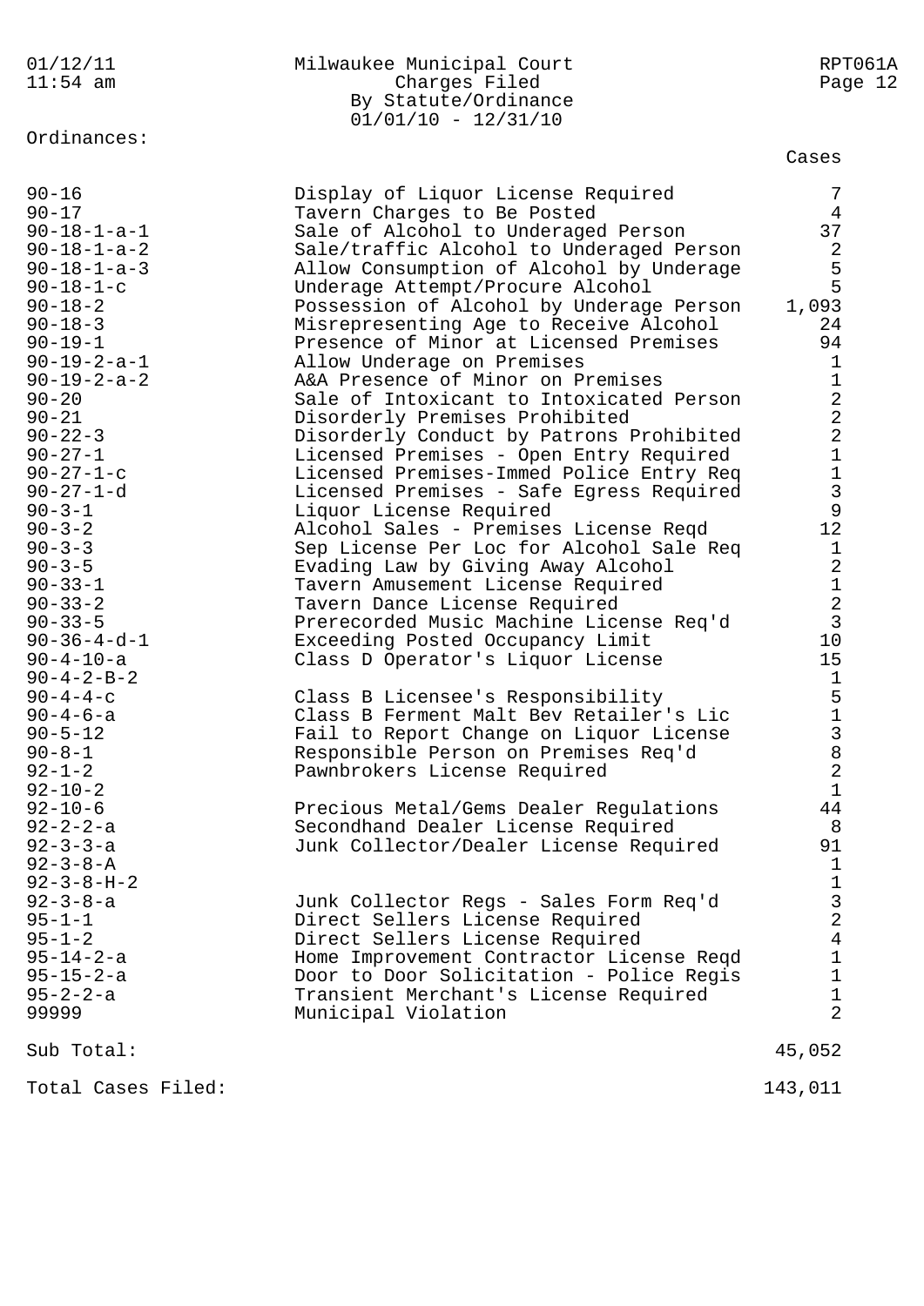01/12/11 11:54 am

Milwaukee Municipal Court
Charges Filed
By Statute/Ordinance
01/01/10 - 12/31/10

RPT061A

Ordinances:

| Ordinance | Description | Cases |
|---|---|---|
| 90-16 | Display of Liquor License Required | 7 |
| 90-17 | Tavern Charges to Be Posted | 4 |
| 90-18-1-a-1 | Sale of Alcohol to Underaged Person | 37 |
| 90-18-1-a-2 | Sale/traffic Alcohol to Underaged Person | 2 |
| 90-18-1-a-3 | Allow Consumption of Alcohol by Underage | 5 |
| 90-18-1-c | Underage Attempt/Procure Alcohol | 5 |
| 90-18-2 | Possession of Alcohol by Underage Person | 1,093 |
| 90-18-3 | Misrepresenting Age to Receive Alcohol | 24 |
| 90-19-1 | Presence of Minor at Licensed Premises | 94 |
| 90-19-2-a-1 | Allow Underage on Premises | 1 |
| 90-19-2-a-2 | A&A Presence of Minor on Premises | 1 |
| 90-20 | Sale of Intoxicant to Intoxicated Person | 2 |
| 90-21 | Disorderly Premises Prohibited | 2 |
| 90-22-3 | Disorderly Conduct by Patrons Prohibited | 2 |
| 90-27-1 | Licensed Premises - Open Entry Required | 1 |
| 90-27-1-c | Licensed Premises-Immed Police Entry Req | 1 |
| 90-27-1-d | Licensed Premises - Safe Egress Required | 3 |
| 90-3-1 | Liquor License Required | 9 |
| 90-3-2 | Alcohol Sales - Premises License Reqd | 12 |
| 90-3-3 | Sep License Per Loc for Alcohol Sale Req | 1 |
| 90-3-5 | Evading Law by Giving Away Alcohol | 2 |
| 90-33-1 | Tavern Amusement License Required | 1 |
| 90-33-2 | Tavern Dance License Required | 2 |
| 90-33-5 | Prerecorded Music Machine License Req'd | 3 |
| 90-36-4-d-1 | Exceeding Posted Occupancy Limit | 10 |
| 90-4-10-a | Class D Operator's Liquor License | 15 |
| 90-4-2-B-2 | | 1 |
| 90-4-4-c | Class B Licensee's Responsibility | 5 |
| 90-4-6-a | Class B Ferment Malt Bev Retailer's Lic | 1 |
| 90-5-12 | Fail to Report Change on Liquor License | 3 |
| 90-8-1 | Responsible Person on Premises Req'd | 8 |
| 92-1-2 | Pawnbrokers License Required | 2 |
| 92-10-2 | | 1 |
| 92-10-6 | Precious Metal/Gems Dealer Regulations | 44 |
| 92-2-2-a | Secondhand Dealer License Required | 8 |
| 92-3-3-a | Junk Collector/Dealer License Required | 91 |
| 92-3-8-A | | 1 |
| 92-3-8-H-2 | | 1 |
| 92-3-8-a | Junk Collector Regs - Sales Form Req'd | 3 |
| 95-1-1 | Direct Sellers License Required | 2 |
| 95-1-2 | Direct Sellers License Required | 4 |
| 95-14-2-a | Home Improvement Contractor License Reqd | 1 |
| 95-15-2-a | Door to Door Solicitation - Police Regis | 1 |
| 95-2-2-a | Transient Merchant's License Required | 1 |
| 99999 | Municipal Violation | 2 |
| Sub Total: | | 45,052 |
| Total Cases Filed: | | 143,011 |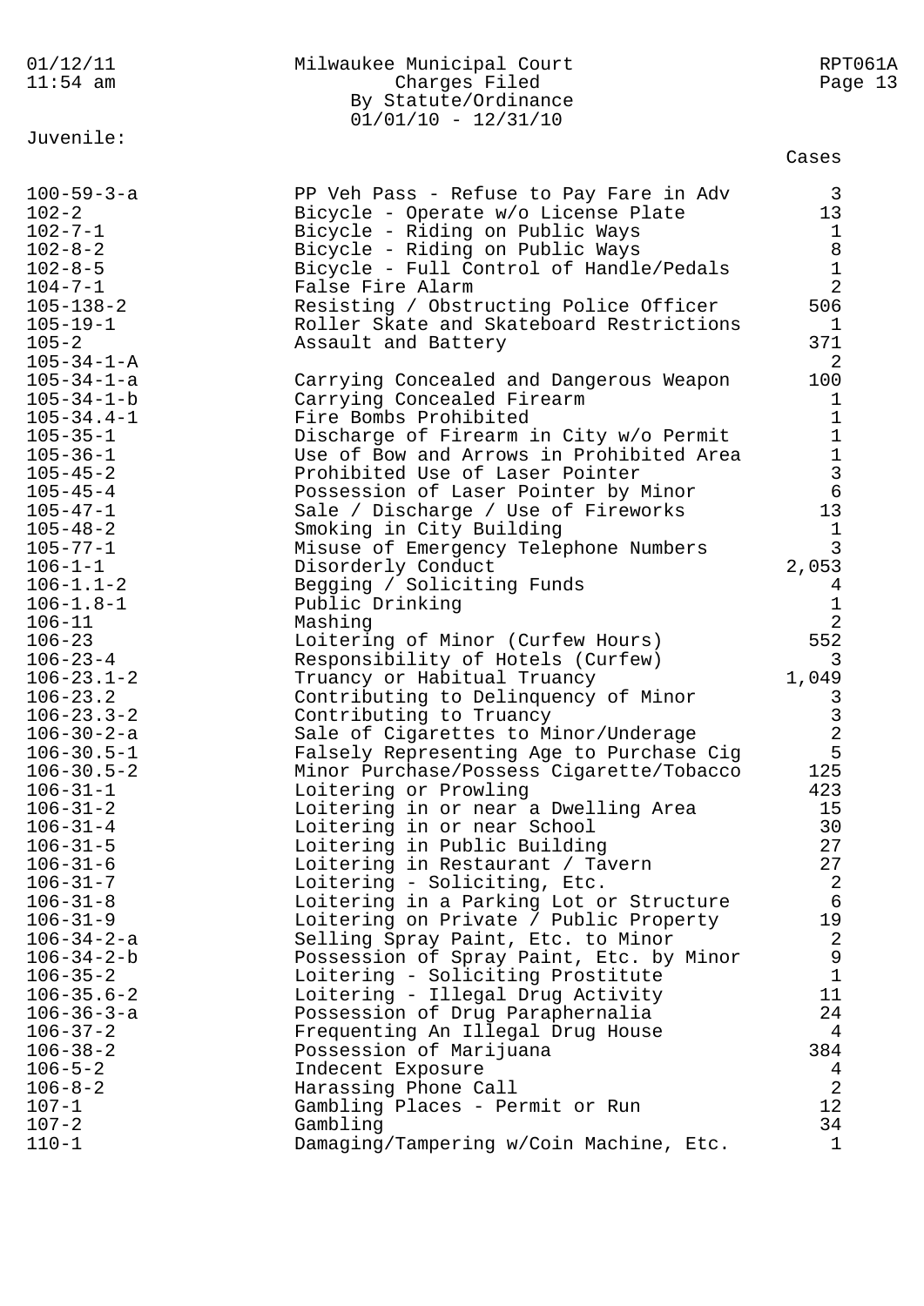Milwaukee Municipal Court
Charges Filed
By Statute/Ordinance
01/01/10 - 12/31/10

Juvenile:

| Statute/Ordinance | Description | Cases |
|---|---|---|
| 100-59-3-a | PP Veh Pass - Refuse to Pay Fare in Adv | 3 |
| 102-2 | Bicycle - Operate w/o License Plate | 13 |
| 102-7-1 | Bicycle - Riding on Public Ways | 1 |
| 102-8-2 | Bicycle - Riding on Public Ways | 8 |
| 102-8-5 | Bicycle - Full Control of Handle/Pedals | 1 |
| 104-7-1 | False Fire Alarm | 2 |
| 105-138-2 | Resisting / Obstructing Police Officer | 506 |
| 105-19-1 | Roller Skate and Skateboard Restrictions | 1 |
| 105-2 | Assault and Battery | 371 |
| 105-34-1-A | | 2 |
| 105-34-1-a | Carrying Concealed and Dangerous Weapon | 100 |
| 105-34-1-b | Carrying Concealed Firearm | 1 |
| 105-34.4-1 | Fire Bombs Prohibited | 1 |
| 105-35-1 | Discharge of Firearm in City w/o Permit | 1 |
| 105-36-1 | Use of Bow and Arrows in Prohibited Area | 1 |
| 105-45-2 | Prohibited Use of Laser Pointer | 3 |
| 105-45-4 | Possession of Laser Pointer by Minor | 6 |
| 105-47-1 | Sale / Discharge / Use of Fireworks | 13 |
| 105-48-2 | Smoking in City Building | 1 |
| 105-77-1 | Misuse of Emergency Telephone Numbers | 3 |
| 106-1-1 | Disorderly Conduct | 2,053 |
| 106-1.1-2 | Begging / Soliciting Funds | 4 |
| 106-1.8-1 | Public Drinking | 1 |
| 106-11 | Mashing | 2 |
| 106-23 | Loitering of Minor (Curfew Hours) | 552 |
| 106-23-4 | Responsibility of Hotels (Curfew) | 3 |
| 106-23.1-2 | Truancy or Habitual Truancy | 1,049 |
| 106-23.2 | Contributing to Delinquency of Minor | 3 |
| 106-23.3-2 | Contributing to Truancy | 3 |
| 106-30-2-a | Sale of Cigarettes to Minor/Underage | 2 |
| 106-30.5-1 | Falsely Representing Age to Purchase Cig | 5 |
| 106-30.5-2 | Minor Purchase/Possess Cigarette/Tobacco | 125 |
| 106-31-1 | Loitering or Prowling | 423 |
| 106-31-2 | Loitering in or near a Dwelling Area | 15 |
| 106-31-4 | Loitering in or near School | 30 |
| 106-31-5 | Loitering in Public Building | 27 |
| 106-31-6 | Loitering in Restaurant / Tavern | 27 |
| 106-31-7 | Loitering - Soliciting, Etc. | 2 |
| 106-31-8 | Loitering in a Parking Lot or Structure | 6 |
| 106-31-9 | Loitering on Private / Public Property | 19 |
| 106-34-2-a | Selling Spray Paint, Etc. to Minor | 2 |
| 106-34-2-b | Possession of Spray Paint, Etc. by Minor | 9 |
| 106-35-2 | Loitering - Soliciting Prostitute | 1 |
| 106-35.6-2 | Loitering - Illegal Drug Activity | 11 |
| 106-36-3-a | Possession of Drug Paraphernalia | 24 |
| 106-37-2 | Frequenting An Illegal Drug House | 4 |
| 106-38-2 | Possession of Marijuana | 384 |
| 106-5-2 | Indecent Exposure | 4 |
| 106-8-2 | Harassing Phone Call | 2 |
| 107-1 | Gambling Places - Permit or Run | 12 |
| 107-2 | Gambling | 34 |
| 110-1 | Damaging/Tampering w/Coin Machine, Etc. | 1 |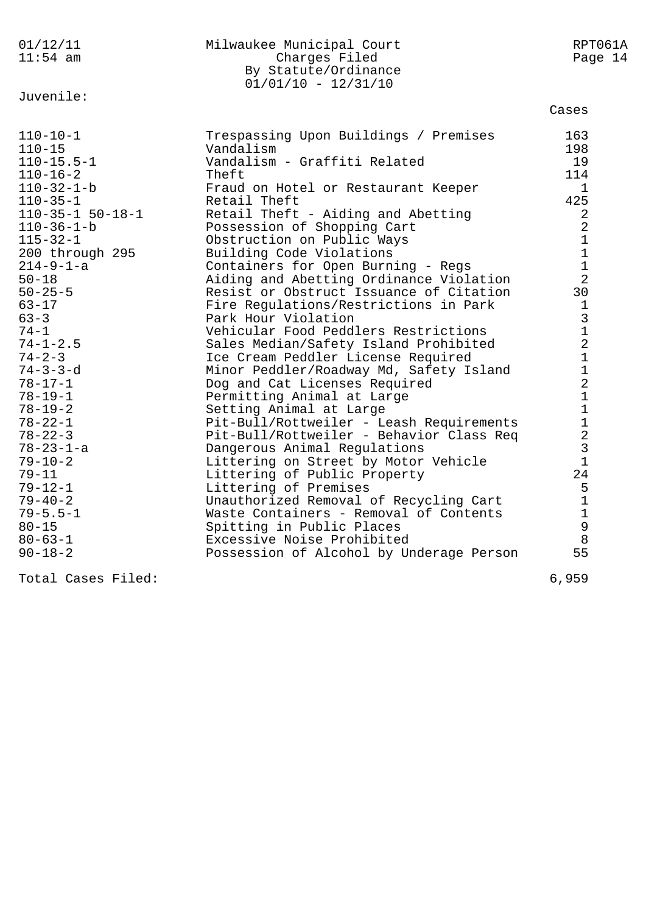Milwaukee Municipal Court
Charges Filed
By Statute/Ordinance
01/01/10 - 12/31/10

Juvenile:

| | | Cases |
|---|---|---|
| 110-10-1 | Trespassing Upon Buildings / Premises | 163 |
| 110-15 | Vandalism | 198 |
| 110-15.5-1 | Vandalism - Graffiti Related | 19 |
| 110-16-2 | Theft | 114 |
| 110-32-1-b | Fraud on Hotel or Restaurant Keeper | 1 |
| 110-35-1 | Retail Theft | 425 |
| 110-35-1 50-18-1 | Retail Theft - Aiding and Abetting | 2 |
| 110-36-1-b | Possession of Shopping Cart | 2 |
| 115-32-1 | Obstruction on Public Ways | 1 |
| 200 through 295 | Building Code Violations | 1 |
| 214-9-1-a | Containers for Open Burning - Regs | 1 |
| 50-18 | Aiding and Abetting Ordinance Violation | 2 |
| 50-25-5 | Resist or Obstruct Issuance of Citation | 30 |
| 63-17 | Fire Regulations/Restrictions in Park | 1 |
| 63-3 | Park Hour Violation | 3 |
| 74-1 | Vehicular Food Peddlers Restrictions | 1 |
| 74-1-2.5 | Sales Median/Safety Island Prohibited | 2 |
| 74-2-3 | Ice Cream Peddler License Required | 1 |
| 74-3-3-d | Minor Peddler/Roadway Md, Safety Island | 1 |
| 78-17-1 | Dog and Cat Licenses Required | 2 |
| 78-19-1 | Permitting Animal at Large | 1 |
| 78-19-2 | Setting Animal at Large | 1 |
| 78-22-1 | Pit-Bull/Rottweiler - Leash Requirements | 1 |
| 78-22-3 | Pit-Bull/Rottweiler - Behavior Class Req | 2 |
| 78-23-1-a | Dangerous Animal Regulations | 3 |
| 79-10-2 | Littering on Street by Motor Vehicle | 1 |
| 79-11 | Littering of Public Property | 24 |
| 79-12-1 | Littering of Premises | 5 |
| 79-40-2 | Unauthorized Removal of Recycling Cart | 1 |
| 79-5.5-1 | Waste Containers - Removal of Contents | 1 |
| 80-15 | Spitting in Public Places | 9 |
| 80-63-1 | Excessive Noise Prohibited | 8 |
| 90-18-2 | Possession of Alcohol by Underage Person | 55 |

Total Cases Filed: 6,959